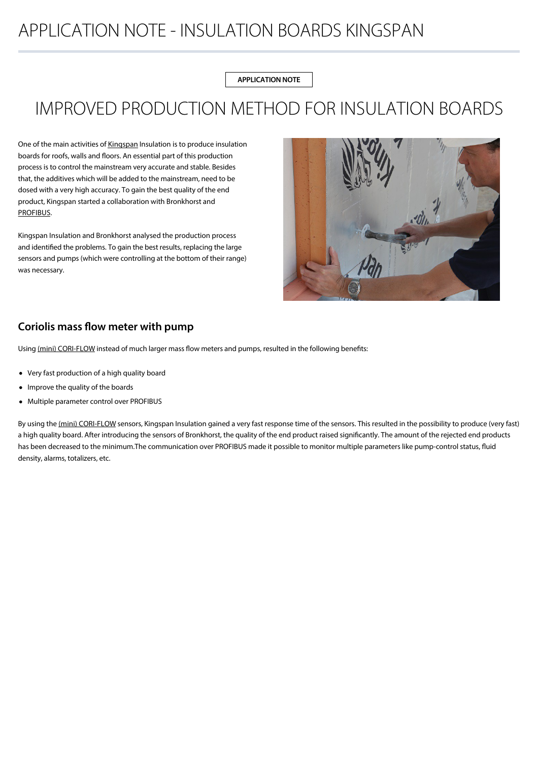# APPLICATION NOTE - INSULATION BOARDS KINGSPAN

APPLICATION NOTE

## IMPROVED PRODUCTION METHOD FOR INSULATION BOARDS

One of the main activities of Kingspan Insulation is to produce insulation boards for roofs, walls and floors. An essential part of this production process is to control the mainstream very accurate and stable. Besides that, the additives which will be added to the mainstream, need to be dosed with a very high accuracy. To gain the best quality of the end product, Kingspan started a collaboration with Bronkhorst and PROFIBUS.

Kingspan Insulation and Bronkhorst analysed the production process and identified the problems. To gain the best results, replacing the large sensors and pumps (which were controlling at the bottom of their range) was necessary.

### Coriolis mass flow meter with pump

Using (mini) CORI-FLOW instead of much larger mass flow meters and pumps, resulted in the following benefits:

- Very fast production of a high quality board
- Improve the quality of the boards
- Multiple parameter control over PROFIBUS

By using the (mini) CORI-FLOW sensors, Kingspan Insulation gained a very fast response time of the sensors. This resulted in the possibility to produce (very fast) a high quality board. After introducing the sensors of Bronkhorst, the quality of the end product raised significantly. The amount of the rejected end products has been decreased to the minimum.The communication over PROFIBUS made it possible to monitor multiple parameters like pump-control status, fluid density, alarms, totalizers, etc.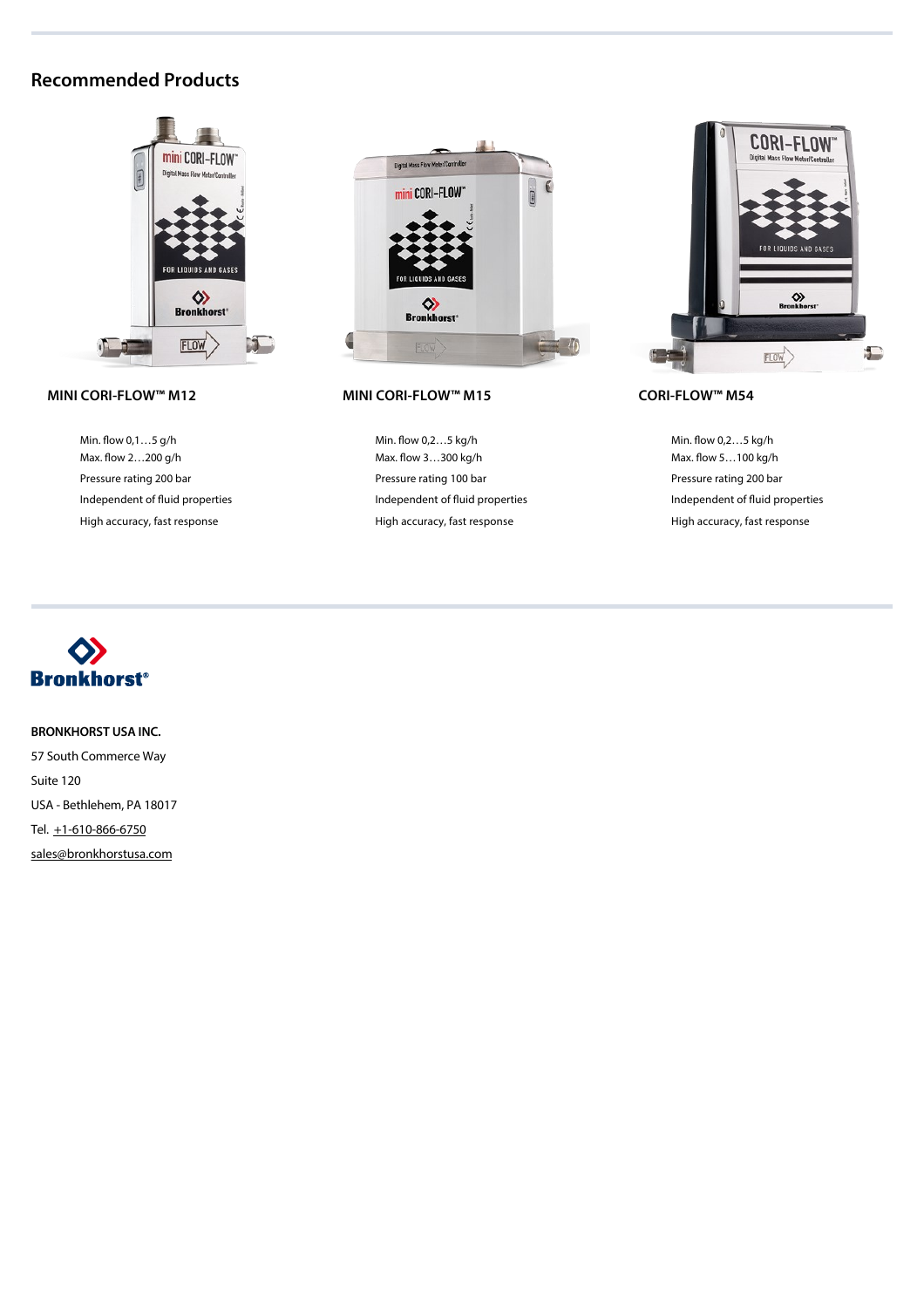## Recommended Products

### MINI CORI-FLOW™ M12

- Min. flow 0,1…5 g/h
- Max. flow 2…200 g/h
- Pressure rating 200 bar
- Independent of fluid properties
- High accuracy, fast response

### MINI CORI-FLOW™ M15

- Min. flow 0,2…5 kg/h
- Max. flow 3…300 kg/h
- Pressure rating 100 bar
- Independent of fluid properties
- High accuracy, fast response

### CORI-FLOW™ M54

- Min. flow 0,2…5 kg/h
- Max. flow 5…100 kg/h
- Pressure rating 200 bar
- Independent of fluid properties
- High accuracy, fast response

**BRONKHORST USA INC.**

57 South Commerce Way

Suite 120

USA - Bethlehem, PA 18017

Tel. +1-610-866-6750

sales@bronkhorstusa.com